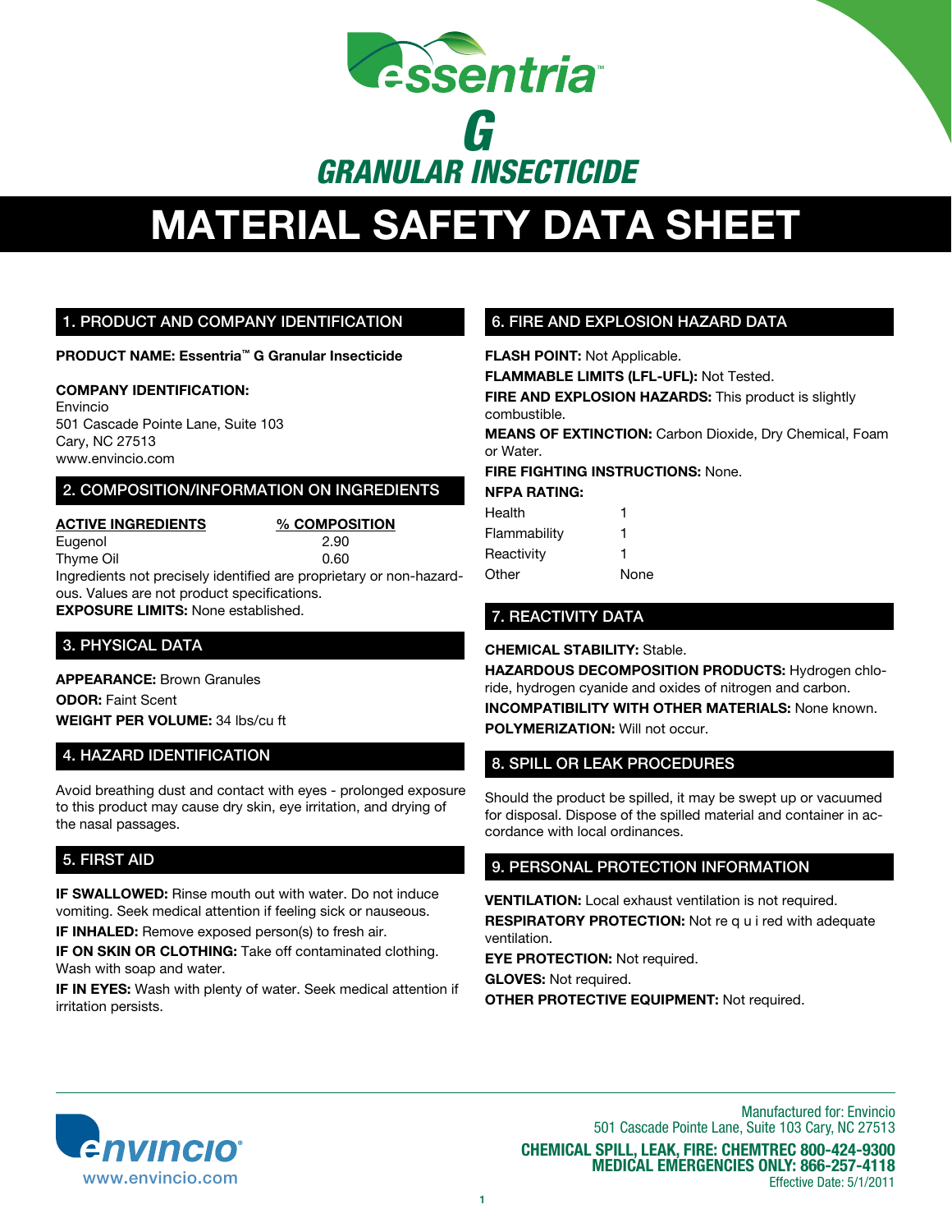# Essentria™ G

## GRANULAR INSECTICIDE

# MATERIAL SAFETY DATA SHEET

## 1. PRODUCT AND COMPANY IDENTIFICATION

**PRODUCT NAME: Essentria™ G Granular Insecticide**

**COMPANY IDENTIFICATION:**
Envincio
501 Cascade Pointe Lane, Suite 103
Cary, NC 27513
www.envincio.com

## 2. COMPOSITION/INFORMATION ON INGREDIENTS

| ACTIVE INGREDIENTS | % COMPOSITION |
| --- | --- |
| Eugenol | 2.90 |
| Thyme Oil | 0.60 |

Ingredients not precisely identified are proprietary or non-hazardous. Values are not product specifications.

**EXPOSURE LIMITS:** None established.

## 3. PHYSICAL DATA

**APPEARANCE:** Brown Granules

**ODOR:** Faint Scent

**WEIGHT PER VOLUME:** 34 lbs/cu ft

## 4. HAZARD IDENTIFICATION

Avoid breathing dust and contact with eyes - prolonged exposure to this product may cause dry skin, eye irritation, and drying of the nasal passages.

## 5. FIRST AID

**IF SWALLOWED:** Rinse mouth out with water. Do not induce vomiting. Seek medical attention if feeling sick or nauseous.

**IF INHALED:** Remove exposed person(s) to fresh air.

**IF ON SKIN OR CLOTHING:** Take off contaminated clothing. Wash with soap and water.

**IF IN EYES:** Wash with plenty of water. Seek medical attention if irritation persists.

## 6. FIRE AND EXPLOSION HAZARD DATA

**FLASH POINT:** Not Applicable.

**FLAMMABLE LIMITS (LFL-UFL):** Not Tested.

**FIRE AND EXPLOSION HAZARDS:** This product is slightly combustible.

**MEANS OF EXTINCTION:** Carbon Dioxide, Dry Chemical, Foam or Water.

**FIRE FIGHTING INSTRUCTIONS:** None.

**NFPA RATING:**

| | |
| --- | --- |
| Health | 1 |
| Flammability | 1 |
| Reactivity | 1 |
| Other | None |

## 7. REACTIVITY DATA

**CHEMICAL STABILITY:** Stable.

**HAZARDOUS DECOMPOSITION PRODUCTS:** Hydrogen chloride, hydrogen cyanide and oxides of nitrogen and carbon.

**INCOMPATIBILITY WITH OTHER MATERIALS:** None known.

**POLYMERIZATION:** Will not occur.

## 8. SPILL OR LEAK PROCEDURES

Should the product be spilled, it may be swept up or vacuumed for disposal. Dispose of the spilled material and container in accordance with local ordinances.

## 9. PERSONAL PROTECTION INFORMATION

**VENTILATION:** Local exhaust ventilation is not required.

**RESPIRATORY PROTECTION:** Not re q u i red with adequate ventilation.

**EYE PROTECTION:** Not required.

**GLOVES:** Not required.

**OTHER PROTECTIVE EQUIPMENT:** Not required.

envincio®
www.envincio.com

Manufactured for: Envincio
501 Cascade Pointe Lane, Suite 103 Cary, NC 27513

**CHEMICAL SPILL, LEAK, FIRE: CHEMTREC 800-424-9300**
**MEDICAL EMERGENCIES ONLY: 866-257-4118**
Effective Date: 5/1/2011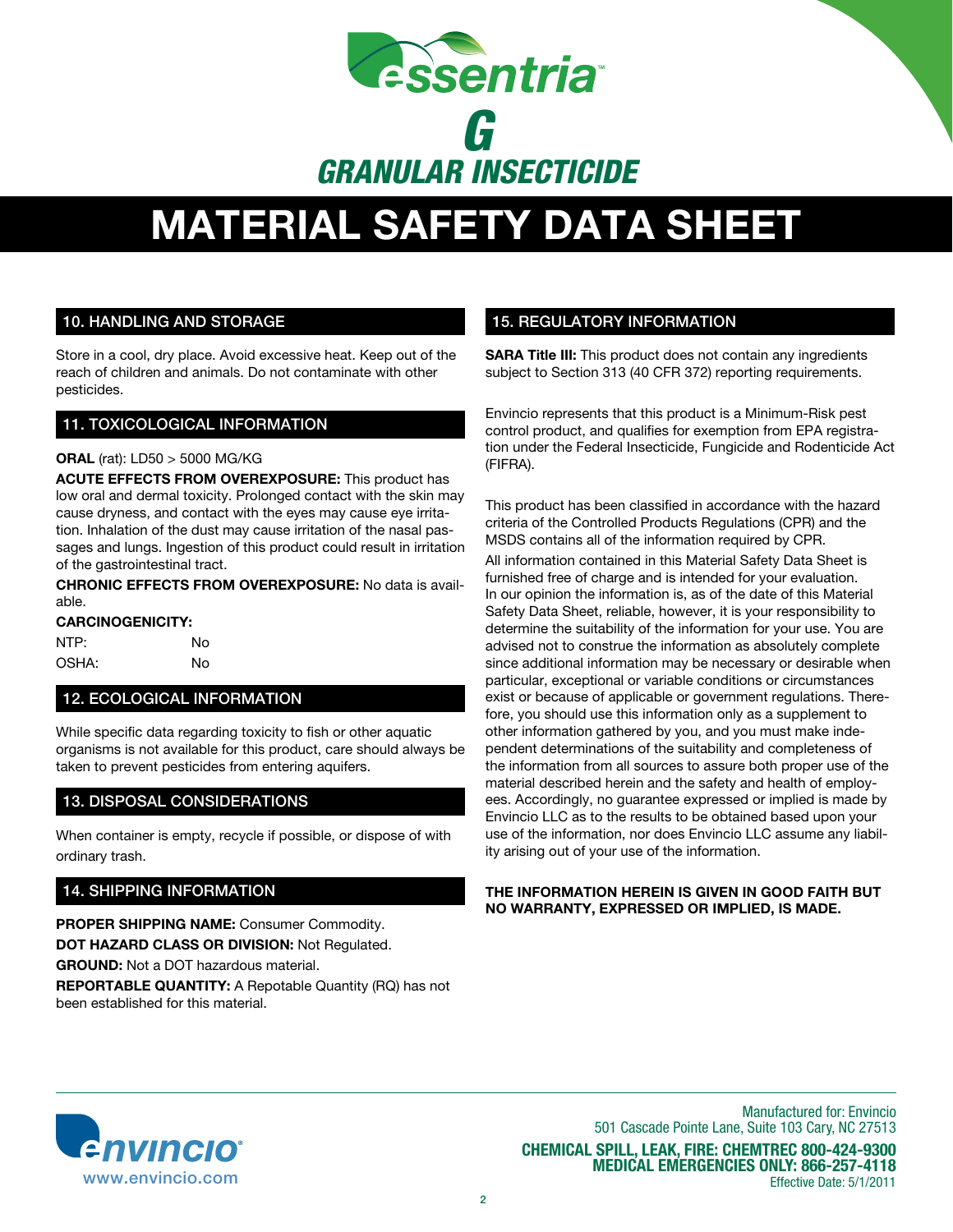# essentria G GRANULAR INSECTICIDE

# MATERIAL SAFETY DATA SHEET

## 10. HANDLING AND STORAGE

Store in a cool, dry place. Avoid excessive heat. Keep out of the reach of children and animals. Do not contaminate with other pesticides.

## 11. TOXICOLOGICAL INFORMATION

**ORAL** (rat): LD50 > 5000 MG/KG

**ACUTE EFFECTS FROM OVEREXPOSURE:** This product has low oral and dermal toxicity. Prolonged contact with the skin may cause dryness, and contact with the eyes may cause eye irritation. Inhalation of the dust may cause irritation of the nasal passages and lungs. Ingestion of this product could result in irritation of the gastrointestinal tract.

**CHRONIC EFFECTS FROM OVEREXPOSURE:** No data is available.

**CARCINOGENICITY:**

| | |
|---|---|
| NTP: | No |
| OSHA: | No |

## 12. ECOLOGICAL INFORMATION

While specific data regarding toxicity to fish or other aquatic organisms is not available for this product, care should always be taken to prevent pesticides from entering aquifers.

## 13. DISPOSAL CONSIDERATIONS

When container is empty, recycle if possible, or dispose of with ordinary trash.

## 14. SHIPPING INFORMATION

**PROPER SHIPPING NAME:** Consumer Commodity.

**DOT HAZARD CLASS OR DIVISION:** Not Regulated.

**GROUND:** Not a DOT hazardous material.

**REPORTABLE QUANTITY:** A Repotable Quantity (RQ) has not been established for this material.

## 15. REGULATORY INFORMATION

**SARA Title III:** This product does not contain any ingredients subject to Section 313 (40 CFR 372) reporting requirements.

Envincio represents that this product is a Minimum-Risk pest control product, and qualifies for exemption from EPA registration under the Federal Insecticide, Fungicide and Rodenticide Act (FIFRA).

This product has been classified in accordance with the hazard criteria of the Controlled Products Regulations (CPR) and the MSDS contains all of the information required by CPR.

All information contained in this Material Safety Data Sheet is furnished free of charge and is intended for your evaluation. In our opinion the information is, as of the date of this Material Safety Data Sheet, reliable, however, it is your responsibility to determine the suitability of the information for your use. You are advised not to construe the information as absolutely complete since additional information may be necessary or desirable when particular, exceptional or variable conditions or circumstances exist or because of applicable or government regulations. Therefore, you should use this information only as a supplement to other information gathered by you, and you must make independent determinations of the suitability and completeness of the information from all sources to assure both proper use of the material described herein and the safety and health of employees. Accordingly, no guarantee expressed or implied is made by Envincio LLC as to the results to be obtained based upon your use of the information, nor does Envincio LLC assume any liability arising out of your use of the information.

**THE INFORMATION HEREIN IS GIVEN IN GOOD FAITH BUT NO WARRANTY, EXPRESSED OR IMPLIED, IS MADE.**

envincio
www.envincio.com

Manufactured for: Envincio
501 Cascade Pointe Lane, Suite 103 Cary, NC 27513

**CHEMICAL SPILL, LEAK, FIRE: CHEMTREC 800-424-9300**
**MEDICAL EMERGENCIES ONLY: 866-257-4118**
Effective Date: 5/1/2011